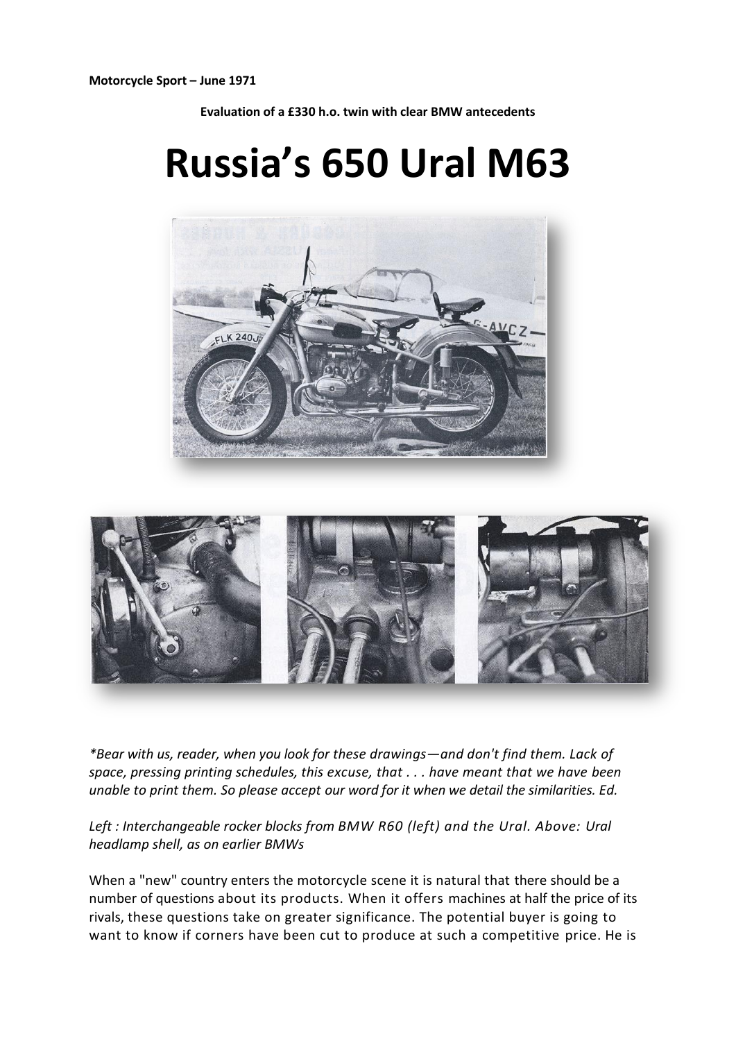**Motorcycle Sport – June 1971**

**Evaluation of a £330 h.o. twin with clear BMW antecedents**

# Russia's 650 Ural M63

*\*Bear with us, reader, when you look for these drawings—and don't find them. Lack of space, pressing printing schedules, this excuse, that . . . have meant that we have been unable to print them. So please accept our word for it when we detail the similarities. Ed.*

*Left : Interchangeable rocker blocks from BMW R60 (left) and the Ural. Above: Ural headlamp shell, as on earlier BMWs*

When a "new" country enters the motorcycle scene it is natural that there should be a number of questions about its products. When it offers machines at half the price of its rivals, these questions take on greater significance. The potential buyer is going to want to know if corners have been cut to produce at such a competitive price. He is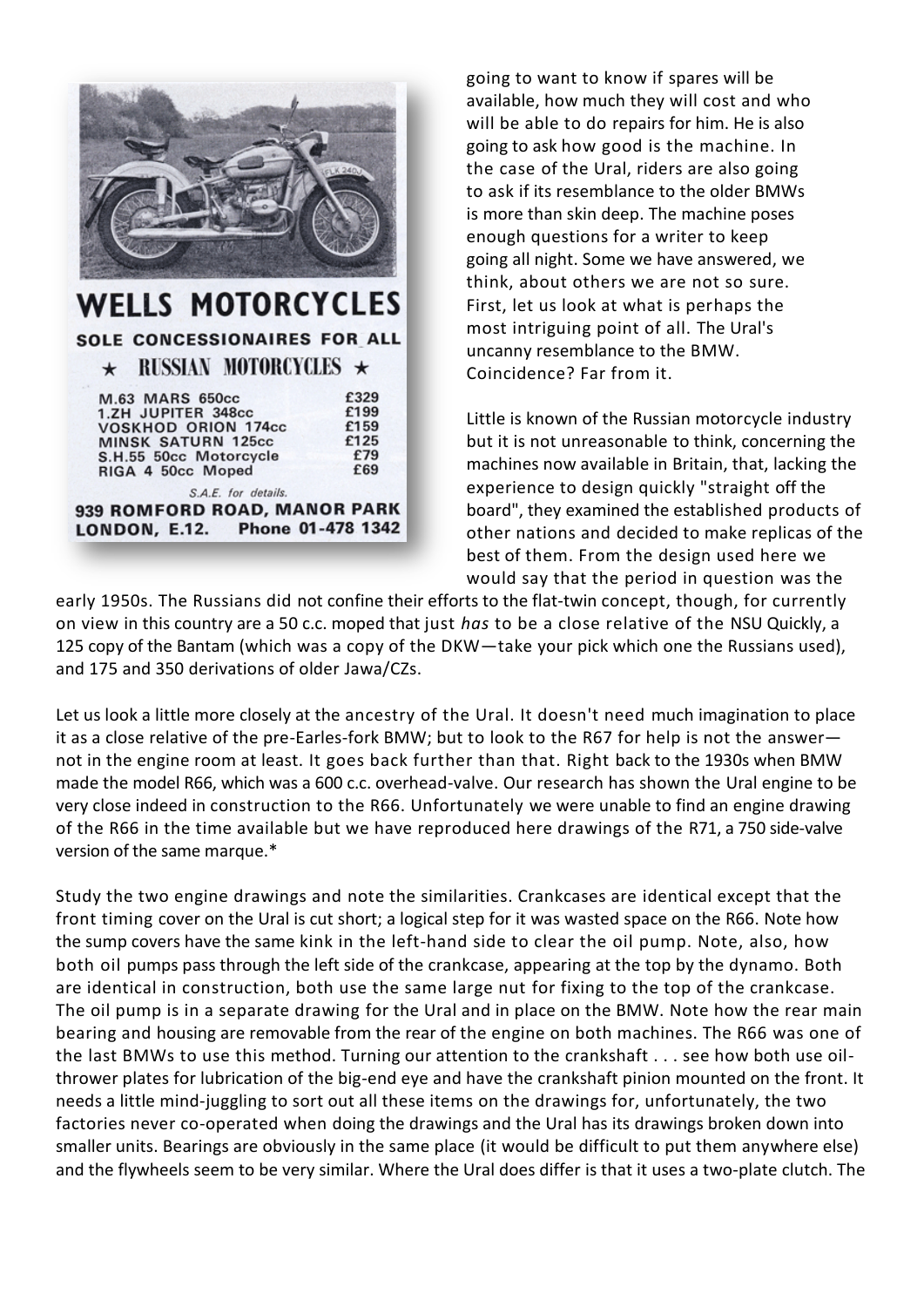WELLS MOTORCYCLES

SOLE CONCESSIONAIRES FOR ALL

★ RUSSIAN MOTORCYCLES ★

| | |
|---|---|
| M.63 MARS 650cc | £329 |
| 1.ZH JUPITER 348cc | £199 |
| VOSKHOD ORION 174cc | £159 |
| MINSK SATURN 125cc | £125 |
| S.H.55 50cc Motorcycle | £79 |
| RIGA 4 50cc Moped | £69 |

S.A.E. for details.

939 ROMFORD ROAD, MANOR PARK LONDON, E.12. Phone 01-478 1342

going to want to know if spares will be available, how much they will cost and who will be able to do repairs for him. He is also going to ask how good is the machine. In the case of the Ural, riders are also going to ask if its resemblance to the older BMWs is more than skin deep. The machine poses enough questions for a writer to keep going all night. Some we have answered, we think, about others we are not so sure. First, let us look at what is perhaps the most intriguing point of all. The Ural's uncanny resemblance to the BMW. Coincidence? Far from it.

Little is known of the Russian motorcycle industry but it is not unreasonable to think, concerning the machines now available in Britain, that, lacking the experience to design quickly "straight off the board", they examined the established products of other nations and decided to make replicas of the best of them. From the design used here we would say that the period in question was the early 1950s. The Russians did not confine their efforts to the flat-twin concept, though, for currently on view in this country are a 50 c.c. moped that just *has* to be a close relative of the NSU Quickly, a 125 copy of the Bantam (which was a copy of the DKW—take your pick which one the Russians used), and 175 and 350 derivations of older Jawa/CZs.

Let us look a little more closely at the ancestry of the Ural. It doesn't need much imagination to place it as a close relative of the pre-Earles-fork BMW; but to look to the R67 for help is not the answer—not in the engine room at least. It goes back further than that. Right back to the 1930s when BMW made the model R66, which was a 600 c.c. overhead-valve. Our research has shown the Ural engine to be very close indeed in construction to the R66. Unfortunately we were unable to find an engine drawing of the R66 in the time available but we have reproduced here drawings of the R71, a 750 side-valve version of the same marque.*

Study the two engine drawings and note the similarities. Crankcases are identical except that the front timing cover on the Ural is cut short; a logical step for it was wasted space on the R66. Note how the sump covers have the same kink in the left-hand side to clear the oil pump. Note, also, how both oil pumps pass through the left side of the crankcase, appearing at the top by the dynamo. Both are identical in construction, both use the same large nut for fixing to the top of the crankcase. The oil pump is in a separate drawing for the Ural and in place on the BMW. Note how the rear main bearing and housing are removable from the rear of the engine on both machines. The R66 was one of the last BMWs to use this method. Turning our attention to the crankshaft . . . see how both use oil-thrower plates for lubrication of the big-end eye and have the crankshaft pinion mounted on the front. It needs a little mind-juggling to sort out all these items on the drawings for, unfortunately, the two factories never co-operated when doing the drawings and the Ural has its drawings broken down into smaller units. Bearings are obviously in the same place (it would be difficult to put them anywhere else) and the flywheels seem to be very similar. Where the Ural does differ is that it uses a two-plate clutch. The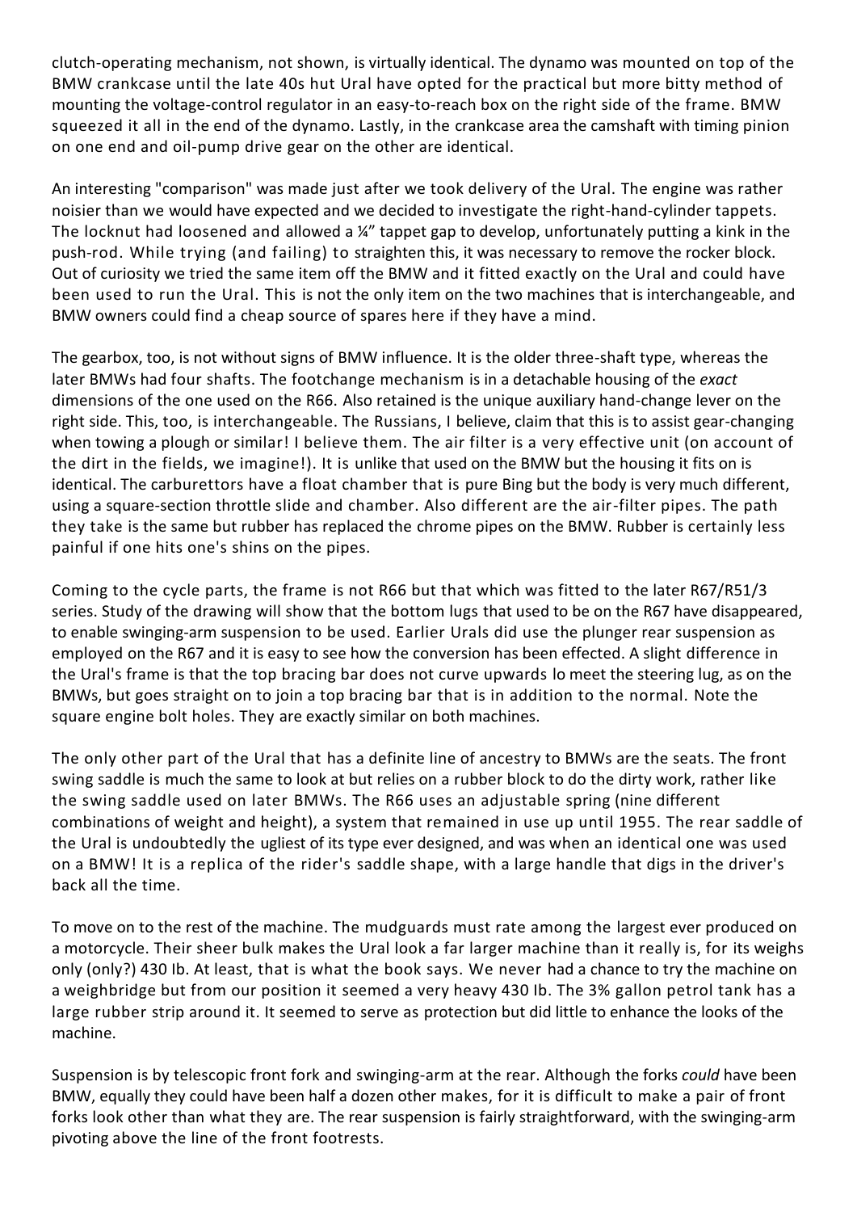clutch-operating mechanism, not shown, is virtually identical. The dynamo was mounted on top of the BMW crankcase until the late 40s hut Ural have opted for the practical but more bitty method of mounting the voltage-control regulator in an easy-to-reach box on the right side of the frame. BMW squeezed it all in the end of the dynamo. Lastly, in the crankcase area the camshaft with timing pinion on one end and oil-pump drive gear on the other are identical.

An interesting "comparison" was made just after we took delivery of the Ural. The engine was rather noisier than we would have expected and we decided to investigate the right-hand-cylinder tappets. The locknut had loosened and allowed a ¼" tappet gap to develop, unfortunately putting a kink in the push-rod. While trying (and failing) to straighten this, it was necessary to remove the rocker block. Out of curiosity we tried the same item off the BMW and it fitted exactly on the Ural and could have been used to run the Ural. This is not the only item on the two machines that is interchangeable, and BMW owners could find a cheap source of spares here if they have a mind.

The gearbox, too, is not without signs of BMW influence. It is the older three-shaft type, whereas the later BMWs had four shafts. The footchange mechanism is in a detachable housing of the *exact* dimensions of the one used on the R66. Also retained is the unique auxiliary hand-change lever on the right side. This, too, is interchangeable. The Russians, I believe, claim that this is to assist gear-changing when towing a plough or similar! I believe them. The air filter is a very effective unit (on account of the dirt in the fields, we imagine!). It is unlike that used on the BMW but the housing it fits on is identical. The carburettors have a float chamber that is pure Bing but the body is very much different, using a square-section throttle slide and chamber. Also different are the air-filter pipes. The path they take is the same but rubber has replaced the chrome pipes on the BMW. Rubber is certainly less painful if one hits one's shins on the pipes.

Coming to the cycle parts, the frame is not R66 but that which was fitted to the later R67/R51/3 series. Study of the drawing will show that the bottom lugs that used to be on the R67 have disappeared, to enable swinging-arm suspension to be used. Earlier Urals did use the plunger rear suspension as employed on the R67 and it is easy to see how the conversion has been effected. A slight difference in the Ural's frame is that the top bracing bar does not curve upwards lo meet the steering lug, as on the BMWs, but goes straight on to join a top bracing bar that is in addition to the normal. Note the square engine bolt holes. They are exactly similar on both machines.

The only other part of the Ural that has a definite line of ancestry to BMWs are the seats. The front swing saddle is much the same to look at but relies on a rubber block to do the dirty work, rather like the swing saddle used on later BMWs. The R66 uses an adjustable spring (nine different combinations of weight and height), a system that remained in use up until 1955. The rear saddle of the Ural is undoubtedly the ugliest of its type ever designed, and was when an identical one was used on a BMW! It is a replica of the rider's saddle shape, with a large handle that digs in the driver's back all the time.

To move on to the rest of the machine. The mudguards must rate among the largest ever produced on a motorcycle. Their sheer bulk makes the Ural look a far larger machine than it really is, for its weighs only (only?) 430 Ib. At least, that is what the book says. We never had a chance to try the machine on a weighbridge but from our position it seemed a very heavy 430 Ib. The 3% gallon petrol tank has a large rubber strip around it. It seemed to serve as protection but did little to enhance the looks of the machine.

Suspension is by telescopic front fork and swinging-arm at the rear. Although the forks *could* have been BMW, equally they could have been half a dozen other makes, for it is difficult to make a pair of front forks look other than what they are. The rear suspension is fairly straightforward, with the swinging-arm pivoting above the line of the front footrests.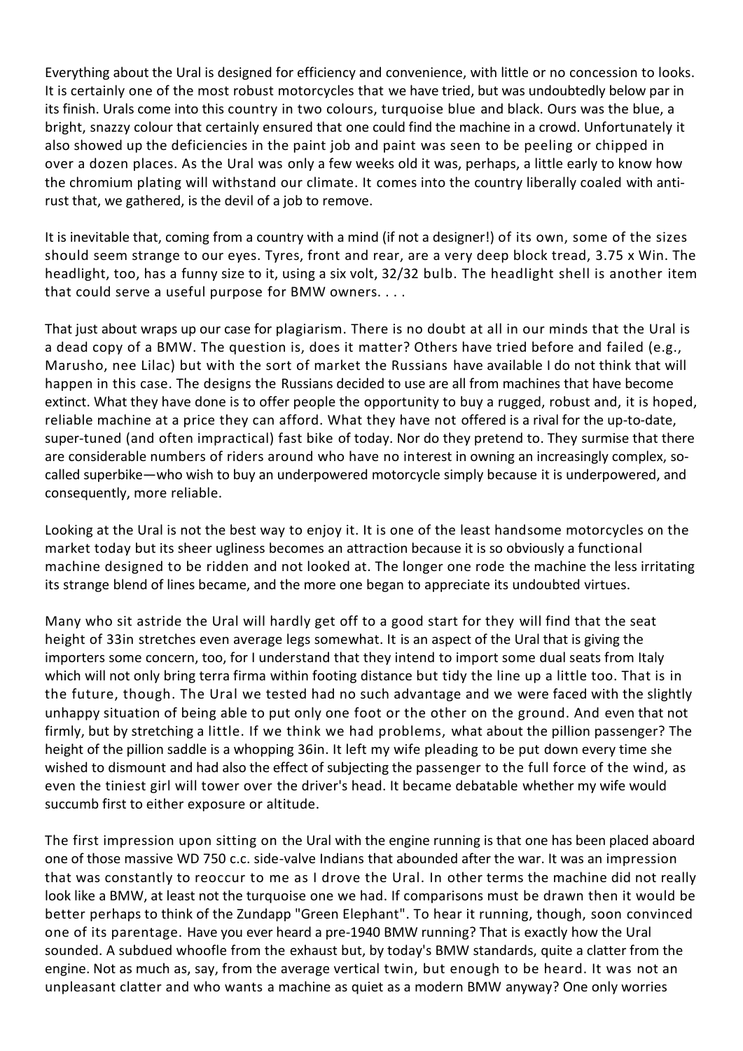Everything about the Ural is designed for efficiency and convenience, with little or no concession to looks. It is certainly one of the most robust motorcycles that we have tried, but was undoubtedly below par in its finish. Urals come into this country in two colours, turquoise blue and black. Ours was the blue, a bright, snazzy colour that certainly ensured that one could find the machine in a crowd. Unfortunately it also showed up the deficiencies in the paint job and paint was seen to be peeling or chipped in over a dozen places. As the Ural was only a few weeks old it was, perhaps, a little early to know how the chromium plating will withstand our climate. It comes into the country liberally coaled with anti-rust that, we gathered, is the devil of a job to remove.

It is inevitable that, coming from a country with a mind (if not a designer!) of its own, some of the sizes should seem strange to our eyes. Tyres, front and rear, are a very deep block tread, 3.75 x Win. The headlight, too, has a funny size to it, using a six volt, 32/32 bulb. The headlight shell is another item that could serve a useful purpose for BMW owners. . . .

That just about wraps up our case for plagiarism. There is no doubt at all in our minds that the Ural is a dead copy of a BMW. The question is, does it matter? Others have tried before and failed (e.g., Marusho, nee Lilac) but with the sort of market the Russians have available I do not think that will happen in this case. The designs the Russians decided to use are all from machines that have become extinct. What they have done is to offer people the opportunity to buy a rugged, robust and, it is hoped, reliable machine at a price they can afford. What they have not offered is a rival for the up-to-date, super-tuned (and often impractical) fast bike of today. Nor do they pretend to. They surmise that there are considerable numbers of riders around who have no interest in owning an increasingly complex, so-called superbike—who wish to buy an underpowered motorcycle simply because it is underpowered, and consequently, more reliable.

Looking at the Ural is not the best way to enjoy it. It is one of the least handsome motorcycles on the market today but its sheer ugliness becomes an attraction because it is so obviously a functional machine designed to be ridden and not looked at. The longer one rode the machine the less irritating its strange blend of lines became, and the more one began to appreciate its undoubted virtues.

Many who sit astride the Ural will hardly get off to a good start for they will find that the seat height of 33in stretches even average legs somewhat. It is an aspect of the Ural that is giving the importers some concern, too, for I understand that they intend to import some dual seats from Italy which will not only bring terra firma within footing distance but tidy the line up a little too. That is in the future, though. The Ural we tested had no such advantage and we were faced with the slightly unhappy situation of being able to put only one foot or the other on the ground. And even that not firmly, but by stretching a little. If we think we had problems, what about the pillion passenger? The height of the pillion saddle is a whopping 36in. It left my wife pleading to be put down every time she wished to dismount and had also the effect of subjecting the passenger to the full force of the wind, as even the tiniest girl will tower over the driver's head. It became debatable whether my wife would succumb first to either exposure or altitude.

The first impression upon sitting on the Ural with the engine running is that one has been placed aboard one of those massive WD 750 c.c. side-valve Indians that abounded after the war. It was an impression that was constantly to reoccur to me as I drove the Ural. In other terms the machine did not really look like a BMW, at least not the turquoise one we had. If comparisons must be drawn then it would be better perhaps to think of the Zundapp "Green Elephant". To hear it running, though, soon convinced one of its parentage. Have you ever heard a pre-1940 BMW running? That is exactly how the Ural sounded. A subdued whoofle from the exhaust but, by today's BMW standards, quite a clatter from the engine. Not as much as, say, from the average vertical twin, but enough to be heard. It was not an unpleasant clatter and who wants a machine as quiet as a modern BMW anyway? One only worries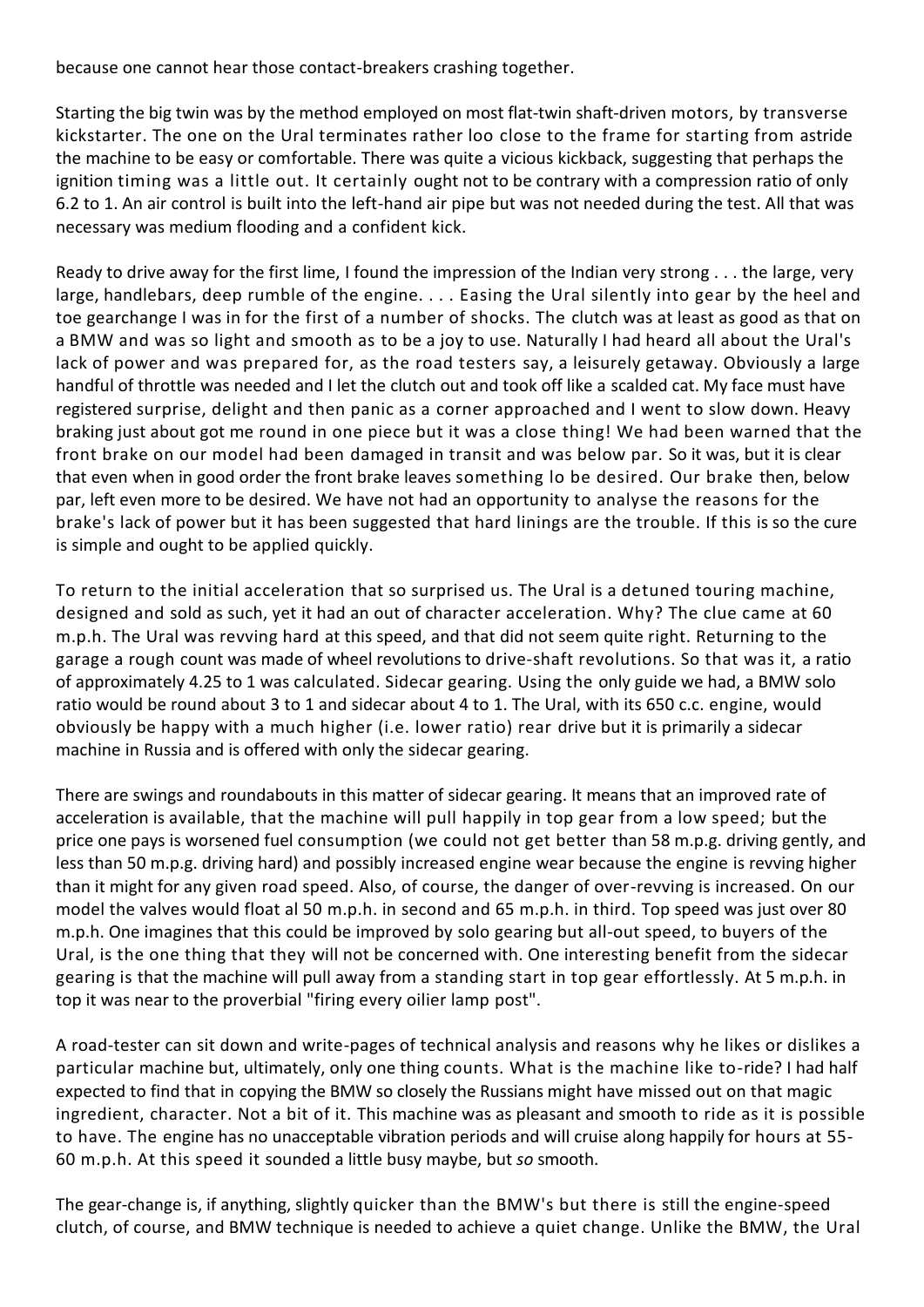because one cannot hear those contact-breakers crashing together.

Starting the big twin was by the method employed on most flat-twin shaft-driven motors, by transverse kickstarter. The one on the Ural terminates rather loo close to the frame for starting from astride the machine to be easy or comfortable. There was quite a vicious kickback, suggesting that perhaps the ignition timing was a little out. It certainly ought not to be contrary with a compression ratio of only 6.2 to 1. An air control is built into the left-hand air pipe but was not needed during the test. All that was necessary was medium flooding and a confident kick.

Ready to drive away for the first lime, I found the impression of the Indian very strong . . . the large, very large, handlebars, deep rumble of the engine. . . . Easing the Ural silently into gear by the heel and toe gearchange I was in for the first of a number of shocks. The clutch was at least as good as that on a BMW and was so light and smooth as to be a joy to use. Naturally I had heard all about the Ural's lack of power and was prepared for, as the road testers say, a leisurely getaway. Obviously a large handful of throttle was needed and I let the clutch out and took off like a scalded cat. My face must have registered surprise, delight and then panic as a corner approached and I went to slow down. Heavy braking just about got me round in one piece but it was a close thing! We had been warned that the front brake on our model had been damaged in transit and was below par. So it was, but it is clear that even when in good order the front brake leaves something lo be desired. Our brake then, below par, left even more to be desired. We have not had an opportunity to analyse the reasons for the brake's lack of power but it has been suggested that hard linings are the trouble. If this is so the cure is simple and ought to be applied quickly.

To return to the initial acceleration that so surprised us. The Ural is a detuned touring machine, designed and sold as such, yet it had an out of character acceleration. Why? The clue came at 60 m.p.h. The Ural was revving hard at this speed, and that did not seem quite right. Returning to the garage a rough count was made of wheel revolutions to drive-shaft revolutions. So that was it, a ratio of approximately 4.25 to 1 was calculated. Sidecar gearing. Using the only guide we had, a BMW solo ratio would be round about 3 to 1 and sidecar about 4 to 1. The Ural, with its 650 c.c. engine, would obviously be happy with a much higher (i.e. lower ratio) rear drive but it is primarily a sidecar machine in Russia and is offered with only the sidecar gearing.

There are swings and roundabouts in this matter of sidecar gearing. It means that an improved rate of acceleration is available, that the machine will pull happily in top gear from a low speed; but the price one pays is worsened fuel consumption (we could not get better than 58 m.p.g. driving gently, and less than 50 m.p.g. driving hard) and possibly increased engine wear because the engine is revving higher than it might for any given road speed. Also, of course, the danger of over-revving is increased. On our model the valves would float al 50 m.p.h. in second and 65 m.p.h. in third. Top speed was just over 80 m.p.h. One imagines that this could be improved by solo gearing but all-out speed, to buyers of the Ural, is the one thing that they will not be concerned with. One interesting benefit from the sidecar gearing is that the machine will pull away from a standing start in top gear effortlessly. At 5 m.p.h. in top it was near to the proverbial "firing every oilier lamp post".

A road-tester can sit down and write-pages of technical analysis and reasons why he likes or dislikes a particular machine but, ultimately, only one thing counts. What is the machine like to-ride? I had half expected to find that in copying the BMW so closely the Russians might have missed out on that magic ingredient, character. Not a bit of it. This machine was as pleasant and smooth to ride as it is possible to have. The engine has no unacceptable vibration periods and will cruise along happily for hours at 55-60 m.p.h. At this speed it sounded a little busy maybe, but *so* smooth.

The gear-change is, if anything, slightly quicker than the BMW's but there is still the engine-speed clutch, of course, and BMW technique is needed to achieve a quiet change. Unlike the BMW, the Ural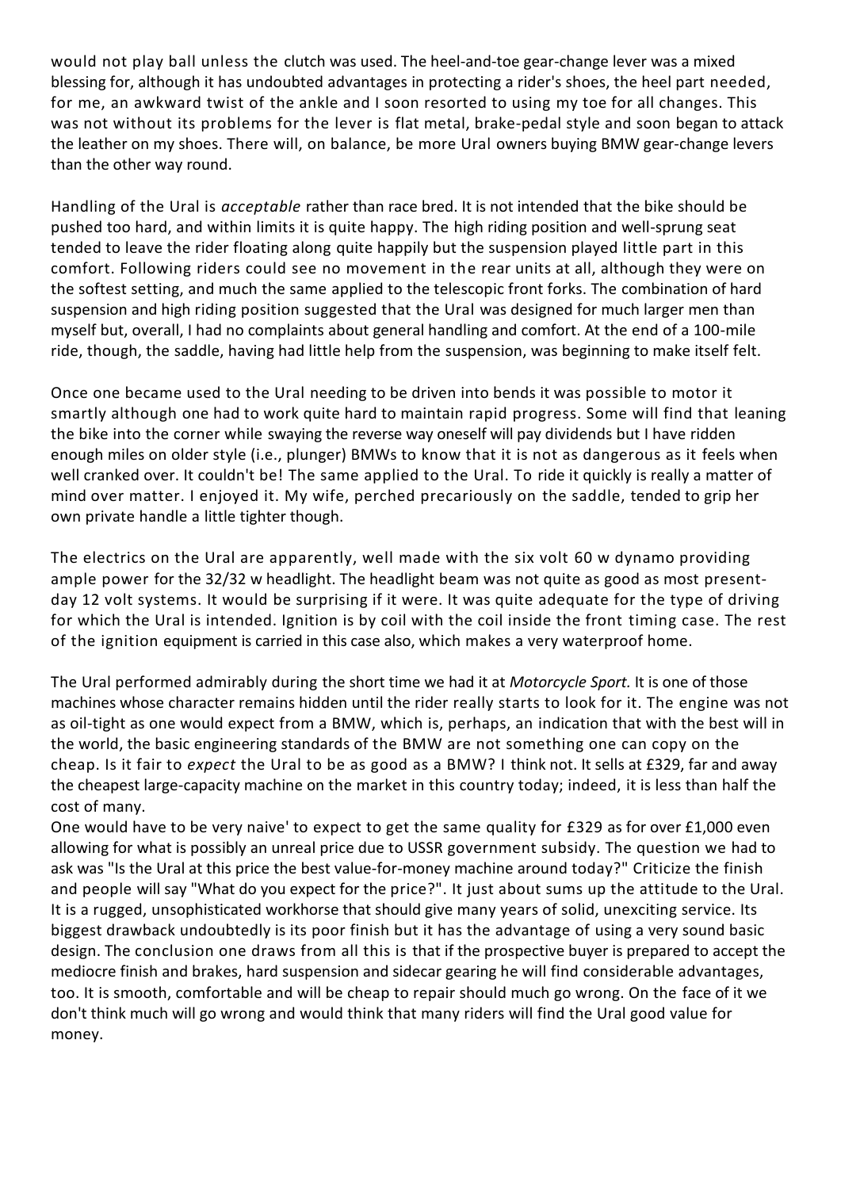would not play ball unless the clutch was used. The heel-and-toe gear-change lever was a mixed blessing for, although it has undoubted advantages in protecting a rider's shoes, the heel part needed, for me, an awkward twist of the ankle and I soon resorted to using my toe for all changes. This was not without its problems for the lever is flat metal, brake-pedal style and soon began to attack the leather on my shoes. There will, on balance, be more Ural owners buying BMW gear-change levers than the other way round.

Handling of the Ural is *acceptable* rather than race bred. It is not intended that the bike should be pushed too hard, and within limits it is quite happy. The high riding position and well-sprung seat tended to leave the rider floating along quite happily but the suspension played little part in this comfort. Following riders could see no movement in the rear units at all, although they were on the softest setting, and much the same applied to the telescopic front forks. The combination of hard suspension and high riding position suggested that the Ural was designed for much larger men than myself but, overall, I had no complaints about general handling and comfort. At the end of a 100-mile ride, though, the saddle, having had little help from the suspension, was beginning to make itself felt.

Once one became used to the Ural needing to be driven into bends it was possible to motor it smartly although one had to work quite hard to maintain rapid progress. Some will find that leaning the bike into the corner while swaying the reverse way oneself will pay dividends but I have ridden enough miles on older style (i.e., plunger) BMWs to know that it is not as dangerous as it feels when well cranked over. It couldn't be! The same applied to the Ural. To ride it quickly is really a matter of mind over matter. I enjoyed it. My wife, perched precariously on the saddle, tended to grip her own private handle a little tighter though.

The electrics on the Ural are apparently, well made with the six volt 60 w dynamo providing ample power for the 32/32 w headlight. The headlight beam was not quite as good as most present-day 12 volt systems. It would be surprising if it were. It was quite adequate for the type of driving for which the Ural is intended. Ignition is by coil with the coil inside the front timing case. The rest of the ignition equipment is carried in this case also, which makes a very waterproof home.

The Ural performed admirably during the short time we had it at *Motorcycle Sport.* It is one of those machines whose character remains hidden until the rider really starts to look for it. The engine was not as oil-tight as one would expect from a BMW, which is, perhaps, an indication that with the best will in the world, the basic engineering standards of the BMW are not something one can copy on the cheap. Is it fair to *expect* the Ural to be as good as a BMW? I think not. It sells at £329, far and away the cheapest large-capacity machine on the market in this country today; indeed, it is less than half the cost of many.

One would have to be very naive' to expect to get the same quality for £329 as for over £1,000 even allowing for what is possibly an unreal price due to USSR government subsidy. The question we had to ask was "Is the Ural at this price the best value-for-money machine around today?" Criticize the finish and people will say "What do you expect for the price?". It just about sums up the attitude to the Ural. It is a rugged, unsophisticated workhorse that should give many years of solid, unexciting service. Its biggest drawback undoubtedly is its poor finish but it has the advantage of using a very sound basic design. The conclusion one draws from all this is that if the prospective buyer is prepared to accept the mediocre finish and brakes, hard suspension and sidecar gearing he will find considerable advantages, too. It is smooth, comfortable and will be cheap to repair should much go wrong. On the face of it we don't think much will go wrong and would think that many riders will find the Ural good value for money.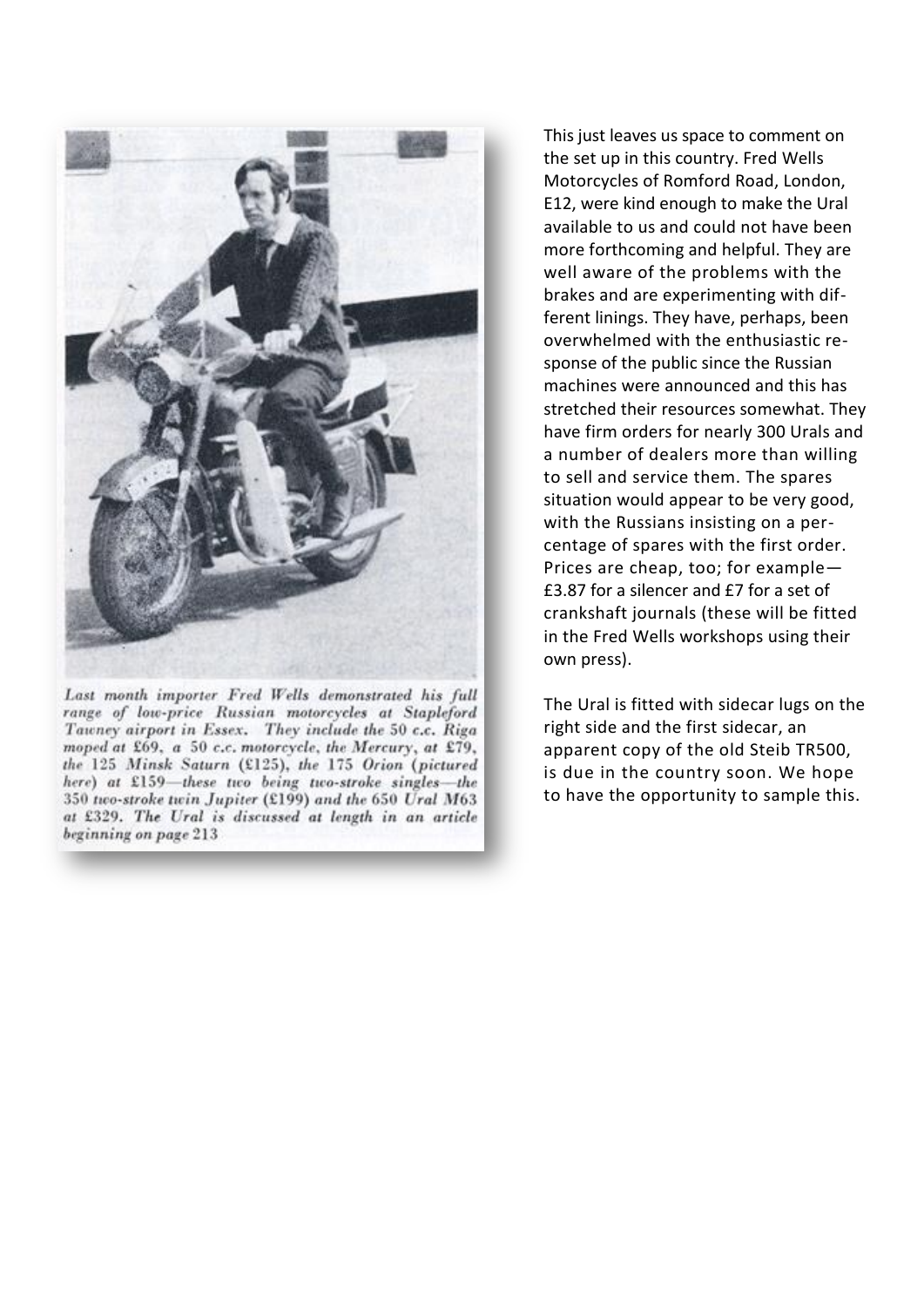*Last month importer Fred Wells demonstrated his full range of low-price Russian motorcycles at Stapleford Tawney airport in Essex. They include the 50 c.c. Riga moped at £69, a 50 c.c. motorcycle, the Mercury, at £79, the 125 Minsk Saturn (£125), the 175 Orion (pictured here) at £159—these two being two-stroke singles—the 350 two-stroke twin Jupiter (£199) and the 650 Ural M63 at £329. The Ural is discussed at length in an article beginning on page 213*

This just leaves us space to comment on the set up in this country. Fred Wells Motorcycles of Romford Road, London, E12, were kind enough to make the Ural available to us and could not have been more forthcoming and helpful. They are well aware of the problems with the brakes and are experimenting with different linings. They have, perhaps, been overwhelmed with the enthusiastic response of the public since the Russian machines were announced and this has stretched their resources somewhat. They have firm orders for nearly 300 Urals and a number of dealers more than willing to sell and service them. The spares situation would appear to be very good, with the Russians insisting on a percentage of spares with the first order. Prices are cheap, too; for example—£3.87 for a silencer and £7 for a set of crankshaft journals (these will be fitted in the Fred Wells workshops using their own press).

The Ural is fitted with sidecar lugs on the right side and the first sidecar, an apparent copy of the old Steib TR500, is due in the country soon. We hope to have the opportunity to sample this.